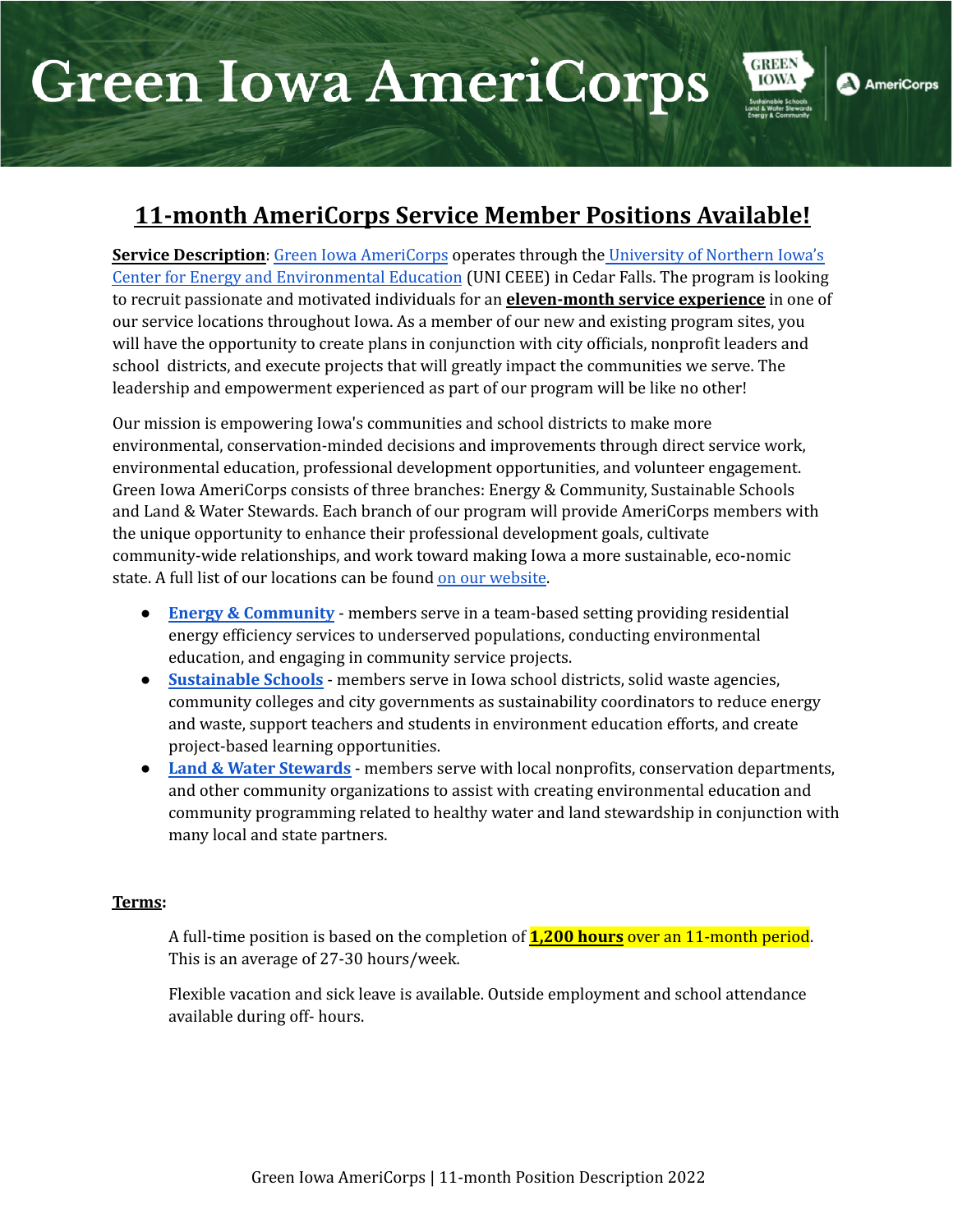# Green Iowa AmeriCorps

## 11-month AmeriCorps Service Member Positions Available!

**Service Description**: Green Iowa AmeriCorps operates through the University of Northern Iowa's Center for Energy and Environmental Education (UNI CEEE) in Cedar Falls. The program is looking to recruit passionate and motivated individuals for an **eleven-month service experience** in one of our service locations throughout Iowa. As a member of our new and existing program sites, you will have the opportunity to create plans in conjunction with city officials, nonprofit leaders and school districts, and execute projects that will greatly impact the communities we serve. The leadership and empowerment experienced as part of our program will be like no other!

Our mission is empowering Iowa's communities and school districts to make more environmental, conservation-minded decisions and improvements through direct service work, environmental education, professional development opportunities, and volunteer engagement. Green Iowa AmeriCorps consists of three branches: Energy & Community, Sustainable Schools and Land & Water Stewards. Each branch of our program will provide AmeriCorps members with the unique opportunity to enhance their professional development goals, cultivate community-wide relationships, and work toward making Iowa a more sustainable, eco-nomic state. A full list of our locations can be found on our website.

- **Energy & Community** - members serve in a team-based setting providing residential energy efficiency services to underserved populations, conducting environmental education, and engaging in community service projects.
- **Sustainable Schools** - members serve in Iowa school districts, solid waste agencies, community colleges and city governments as sustainability coordinators to reduce energy and waste, support teachers and students in environment education efforts, and create project-based learning opportunities.
- **Land & Water Stewards** - members serve with local nonprofits, conservation departments, and other community organizations to assist with creating environmental education and community programming related to healthy water and land stewardship in conjunction with many local and state partners.

**Terms**:

A full-time position is based on the completion of **1,200 hours** over an 11-month period. This is an average of 27-30 hours/week.

Flexible vacation and sick leave is available. Outside employment and school attendance available during off- hours.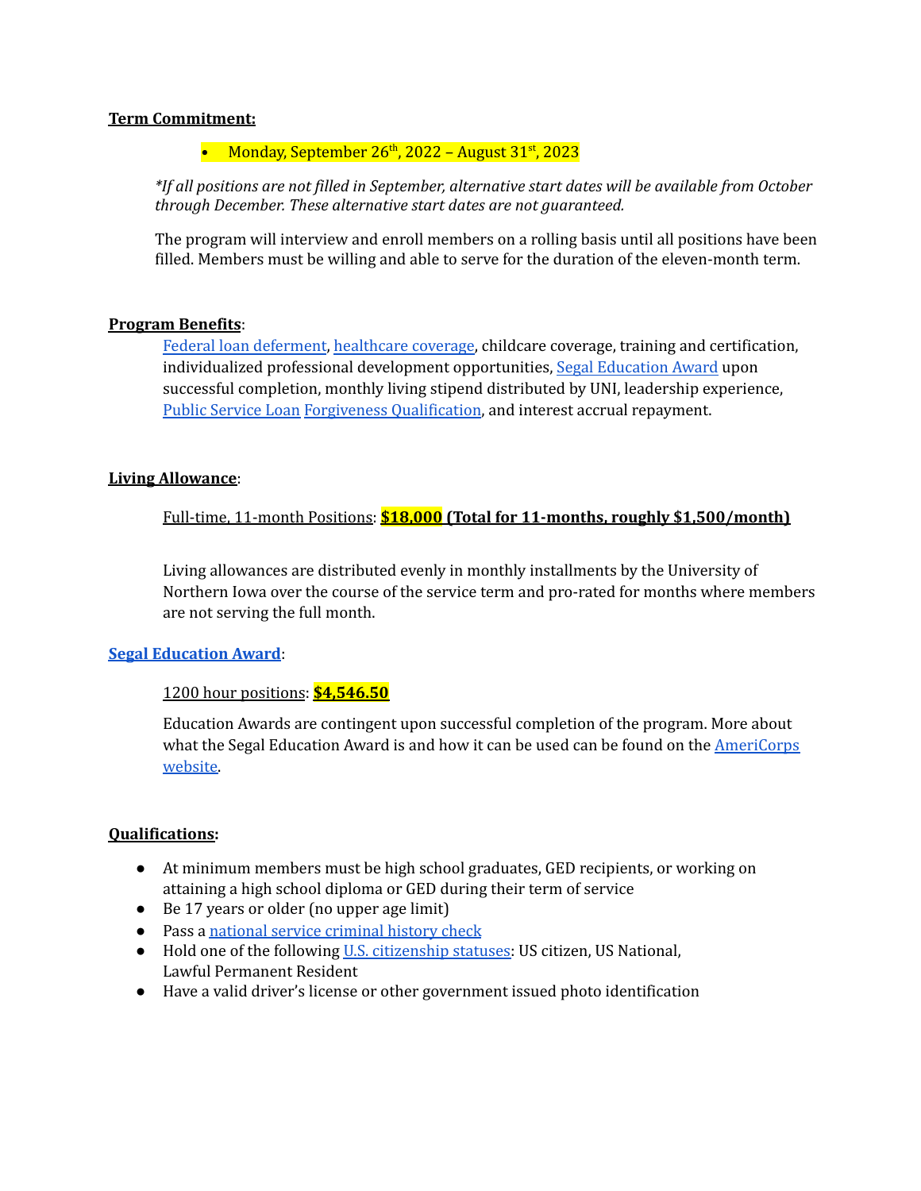**Term Commitment:**

- Monday, September 26th, 2022 – August 31st, 2023

*\*If all positions are not filled in September, alternative start dates will be available from October through December. These alternative start dates are not guaranteed.*

The program will interview and enroll members on a rolling basis until all positions have been filled. Members must be willing and able to serve for the duration of the eleven-month term.

**Program Benefits**:

Federal loan deferment, healthcare coverage, childcare coverage, training and certification, individualized professional development opportunities, Segal Education Award upon successful completion, monthly living stipend distributed by UNI, leadership experience, Public Service Loan Forgiveness Qualification, and interest accrual repayment.

**Living Allowance**:

Full-time, 11-month Positions: **$18,000 (Total for 11-months, roughly $1,500/month)**

Living allowances are distributed evenly in monthly installments by the University of Northern Iowa over the course of the service term and pro-rated for months where members are not serving the full month.

**Segal Education Award**:

1200 hour positions: **$4,546.50**

Education Awards are contingent upon successful completion of the program. More about what the Segal Education Award is and how it can be used can be found on the AmeriCorps website.

**Qualifications:**

- At minimum members must be high school graduates, GED recipients, or working on attaining a high school diploma or GED during their term of service
- Be 17 years or older (no upper age limit)
- Pass a national service criminal history check
- Hold one of the following U.S. citizenship statuses: US citizen, US National, Lawful Permanent Resident
- Have a valid driver's license or other government issued photo identification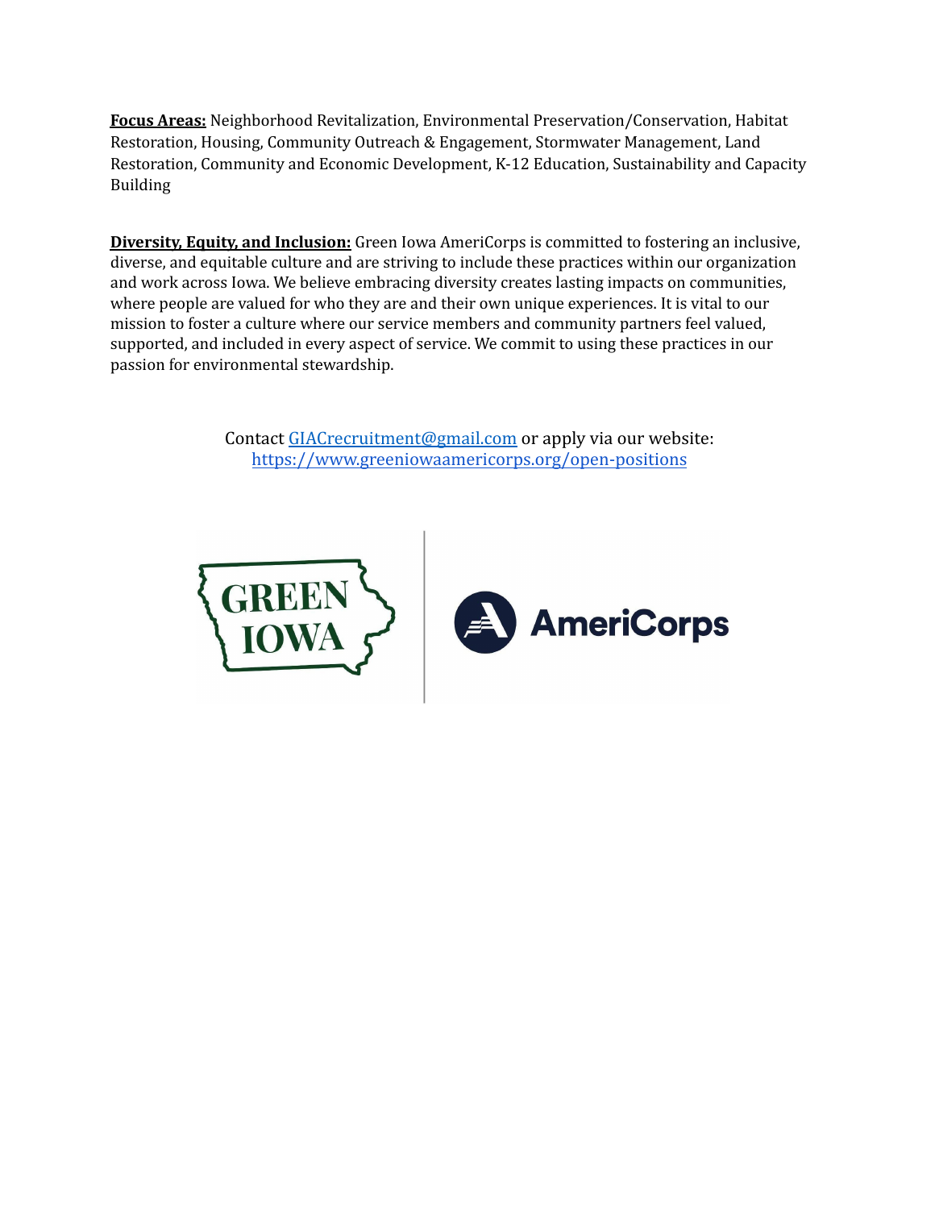**Focus Areas:** Neighborhood Revitalization, Environmental Preservation/Conservation, Habitat Restoration, Housing, Community Outreach & Engagement, Stormwater Management, Land Restoration, Community and Economic Development, K-12 Education, Sustainability and Capacity Building

**Diversity, Equity, and Inclusion:** Green Iowa AmeriCorps is committed to fostering an inclusive, diverse, and equitable culture and are striving to include these practices within our organization and work across Iowa. We believe embracing diversity creates lasting impacts on communities, where people are valued for who they are and their own unique experiences. It is vital to our mission to foster a culture where our service members and community partners feel valued, supported, and included in every aspect of service. We commit to using these practices in our passion for environmental stewardship.

Contact GIACrecruitment@gmail.com or apply via our website: https://www.greeniowaamericorps.org/open-positions

GREEN IOWA

AmeriCorps